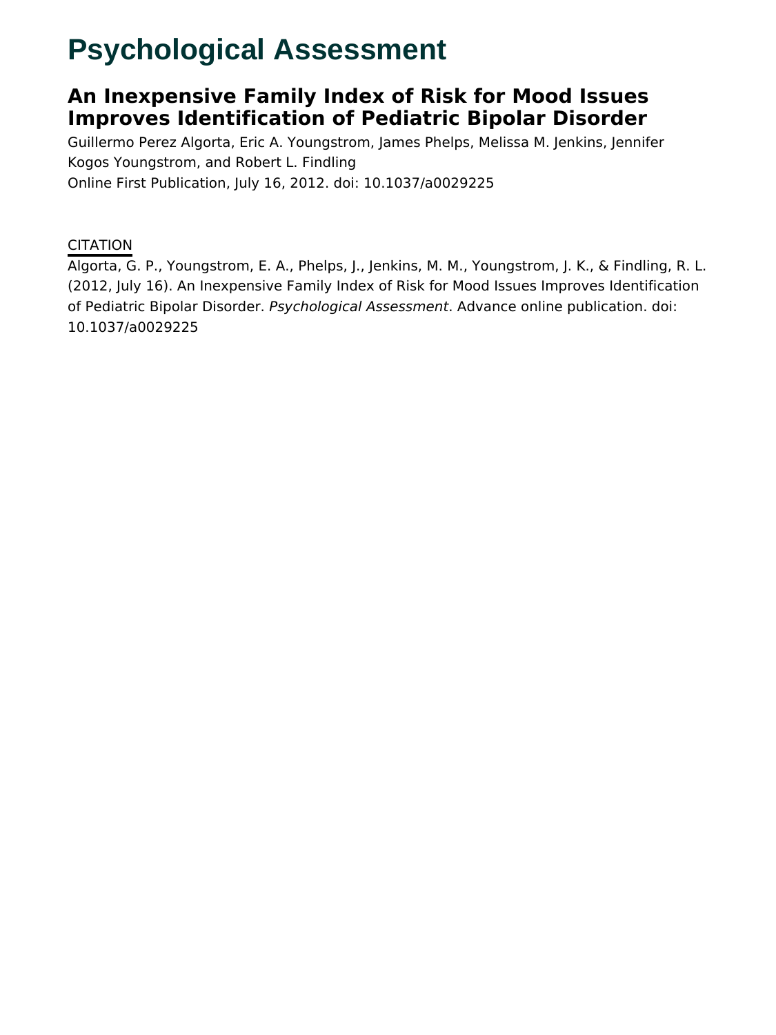# Psychological Assessment

## An Inexpensive Family Index of Risk for Mood Issues Improves Identification of Pediatric Bipolar Disorder

Guillermo Perez Algorta, Eric A. Youngstrom, James Phelps, Melissa M. Jenkins, Jennifer Kogos Youngstrom, and Robert L. Findling

Online First Publication, July 16, 2012. doi: 10.1037/a0029225

CITATION

Algorta, G. P., Youngstrom, E. A., Phelps, J., Jenkins, M. M., Youngstrom, J. K., & Findling, R. L. (2012, July 16). An Inexpensive Family Index of Risk for Mood Issues Improves Identification of Pediatric Bipolar Disorder. *Psychological Assessment*. Advance online publication. doi: 10.1037/a0029225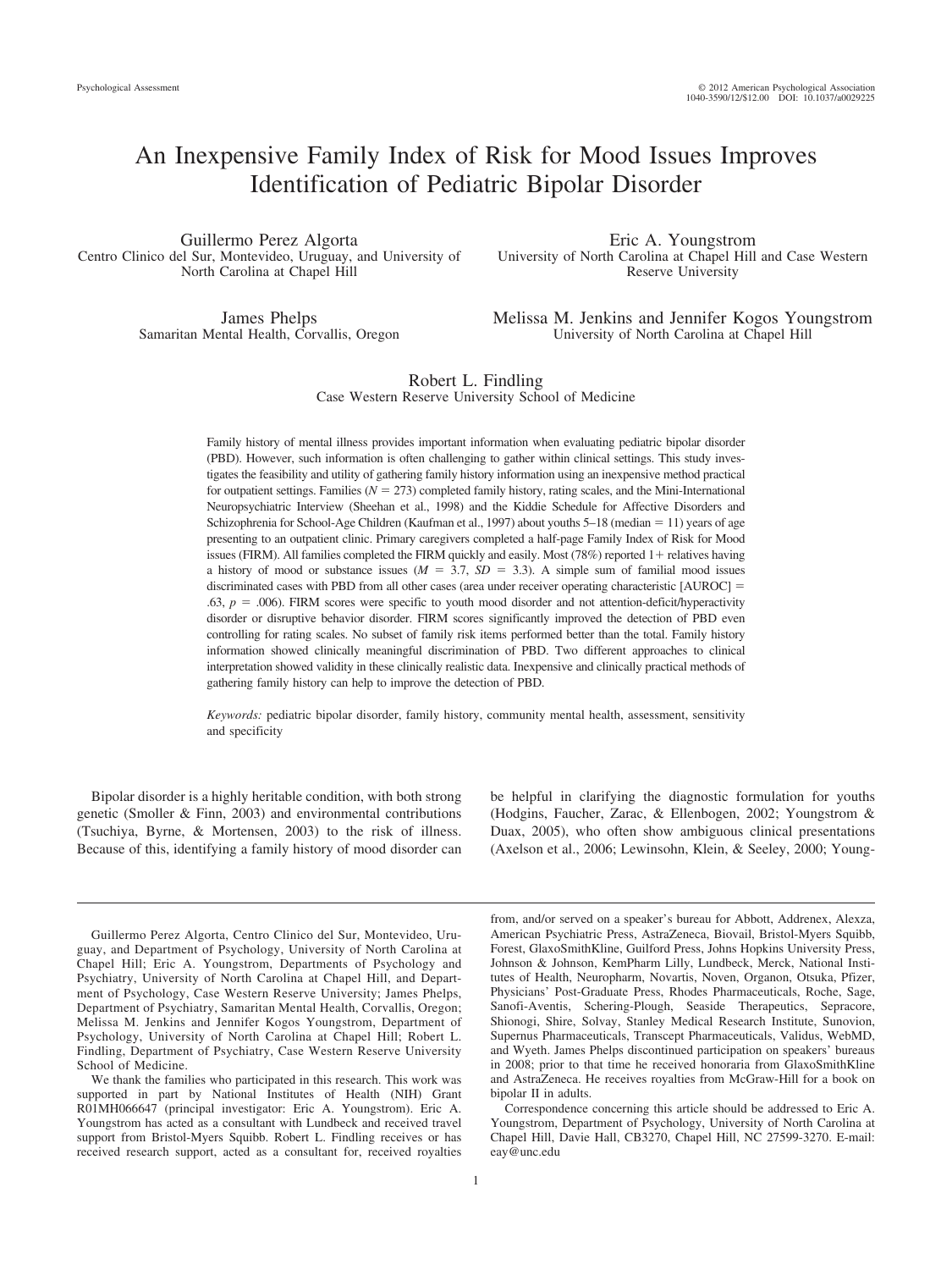# An Inexpensive Family Index of Risk for Mood Issues Improves Identification of Pediatric Bipolar Disorder

Guillermo Perez Algorta
Centro Clinico del Sur, Montevideo, Uruguay, and University of North Carolina at Chapel Hill

Eric A. Youngstrom
University of North Carolina at Chapel Hill and Case Western Reserve University

James Phelps
Samaritan Mental Health, Corvallis, Oregon

Melissa M. Jenkins and Jennifer Kogos Youngstrom
University of North Carolina at Chapel Hill

Robert L. Findling
Case Western Reserve University School of Medicine

Family history of mental illness provides important information when evaluating pediatric bipolar disorder (PBD). However, such information is often challenging to gather within clinical settings. This study investigates the feasibility and utility of gathering family history information using an inexpensive method practical for outpatient settings. Families ($N = 273$) completed family history, rating scales, and the Mini-International Neuropsychiatric Interview (Sheehan et al., 1998) and the Kiddie Schedule for Affective Disorders and Schizophrenia for School-Age Children (Kaufman et al., 1997) about youths 5–18 (median = 11) years of age presenting to an outpatient clinic. Primary caregivers completed a half-page Family Index of Risk for Mood issues (FIRM). All families completed the FIRM quickly and easily. Most (78%) reported 1+ relatives having a history of mood or substance issues ($M = 3.7$, $SD = 3.3$). A simple sum of familial mood issues discriminated cases with PBD from all other cases (area under receiver operating characteristic [AUROC] = .63, $p = .006$). FIRM scores were specific to youth mood disorder and not attention-deficit/hyperactivity disorder or disruptive behavior disorder. FIRM scores significantly improved the detection of PBD even controlling for rating scales. No subset of family risk items performed better than the total. Family history information showed clinically meaningful discrimination of PBD. Two different approaches to clinical interpretation showed validity in these clinically realistic data. Inexpensive and clinically practical methods of gathering family history can help to improve the detection of PBD.

*Keywords:* pediatric bipolar disorder, family history, community mental health, assessment, sensitivity and specificity

Bipolar disorder is a highly heritable condition, with both strong genetic (Smoller & Finn, 2003) and environmental contributions (Tsuchiya, Byrne, & Mortensen, 2003) to the risk of illness. Because of this, identifying a family history of mood disorder can be helpful in clarifying the diagnostic formulation for youths (Hodgins, Faucher, Zarac, & Ellenbogen, 2002; Youngstrom & Duax, 2005), who often show ambiguous clinical presentations (Axelson et al., 2006; Lewinsohn, Klein, & Seeley, 2000; Young-

---

Guillermo Perez Algorta, Centro Clinico del Sur, Montevideo, Uruguay, and Department of Psychology, University of North Carolina at Chapel Hill; Eric A. Youngstrom, Departments of Psychology and Psychiatry, University of North Carolina at Chapel Hill, and Department of Psychology, Case Western Reserve University; James Phelps, Department of Psychiatry, Samaritan Mental Health, Corvallis, Oregon; Melissa M. Jenkins and Jennifer Kogos Youngstrom, Department of Psychology, University of North Carolina at Chapel Hill; Robert L. Findling, Department of Psychiatry, Case Western Reserve University School of Medicine.

We thank the families who participated in this research. This work was supported in part by National Institutes of Health (NIH) Grant R01MH066647 (principal investigator: Eric A. Youngstrom). Eric A. Youngstrom has acted as a consultant with Lundbeck and received travel support from Bristol-Myers Squibb. Robert L. Findling receives or has received research support, acted as a consultant for, received royalties from, and/or served on a speaker's bureau for Abbott, Addrenex, Alexza, American Psychiatric Press, AstraZeneca, Biovail, Bristol-Myers Squibb, Forest, GlaxoSmithKline, Guilford Press, Johns Hopkins University Press, Johnson & Johnson, KemPharm Lilly, Lundbeck, Merck, National Institutes of Health, Neuropharm, Novartis, Noven, Organon, Otsuka, Pfizer, Physicians' Post-Graduate Press, Rhodes Pharmaceuticals, Roche, Sage, Sanofi-Aventis, Schering-Plough, Seaside Therapeutics, Sepracore, Shionogi, Shire, Solvay, Stanley Medical Research Institute, Sunovion, Supernus Pharmaceuticals, Transcept Pharmaceuticals, Validus, WebMD, and Wyeth. James Phelps discontinued participation on speakers' bureaus in 2008; prior to that time he received honoraria from GlaxoSmithKline and AstraZeneca. He receives royalties from McGraw-Hill for a book on bipolar II in adults.

Correspondence concerning this article should be addressed to Eric A. Youngstrom, Department of Psychology, University of North Carolina at Chapel Hill, Davie Hall, CB3270, Chapel Hill, NC 27599-3270. E-mail: eay@unc.edu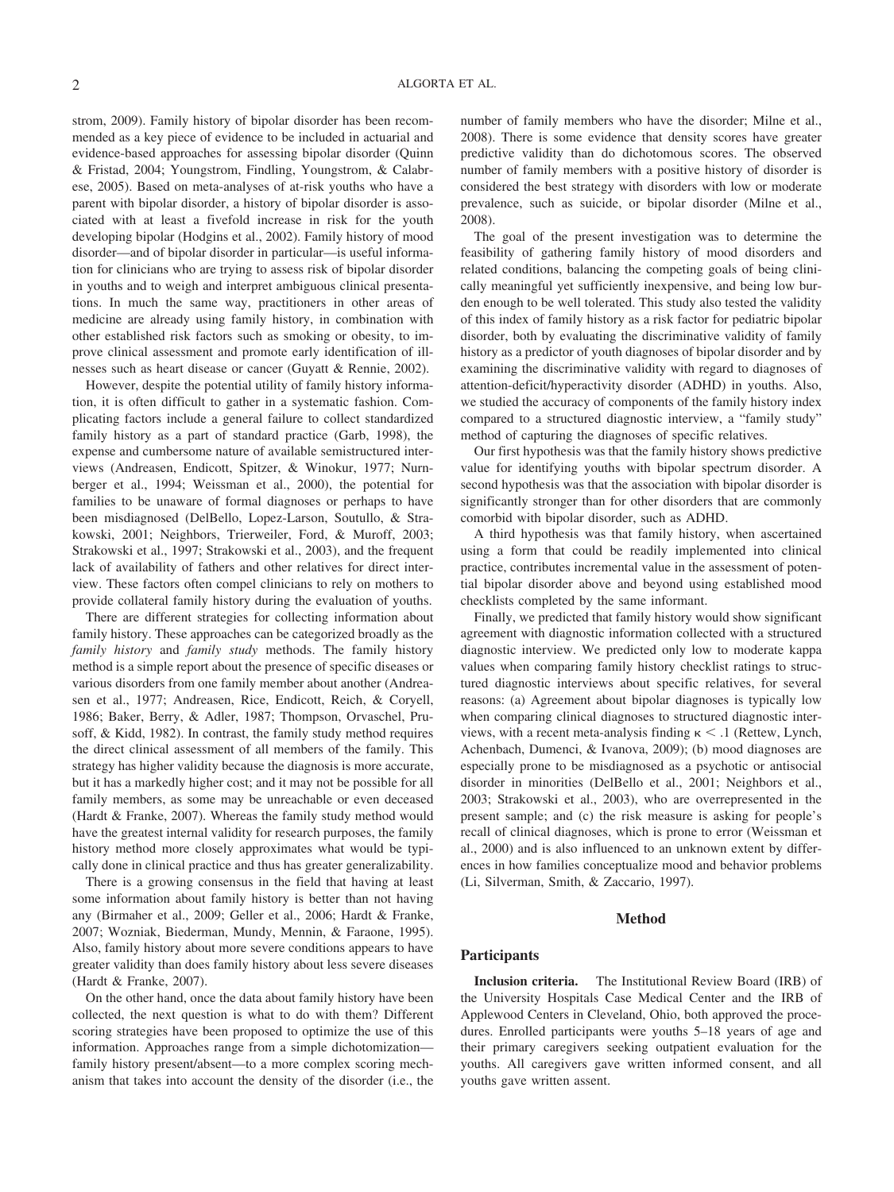strom, 2009). Family history of bipolar disorder has been recommended as a key piece of evidence to be included in actuarial and evidence-based approaches for assessing bipolar disorder (Quinn & Fristad, 2004; Youngstrom, Findling, Youngstrom, & Calabrese, 2005). Based on meta-analyses of at-risk youths who have a parent with bipolar disorder, a history of bipolar disorder is associated with at least a fivefold increase in risk for the youth developing bipolar (Hodgins et al., 2002). Family history of mood disorder—and of bipolar disorder in particular—is useful information for clinicians who are trying to assess risk of bipolar disorder in youths and to weigh and interpret ambiguous clinical presentations. In much the same way, practitioners in other areas of medicine are already using family history, in combination with other established risk factors such as smoking or obesity, to improve clinical assessment and promote early identification of illnesses such as heart disease or cancer (Guyatt & Rennie, 2002).

However, despite the potential utility of family history information, it is often difficult to gather in a systematic fashion. Complicating factors include a general failure to collect standardized family history as a part of standard practice (Garb, 1998), the expense and cumbersome nature of available semistructured interviews (Andreasen, Endicott, Spitzer, & Winokur, 1977; Nurnberger et al., 1994; Weissman et al., 2000), the potential for families to be unaware of formal diagnoses or perhaps to have been misdiagnosed (DelBello, Lopez-Larson, Soutullo, & Strakowski, 2001; Neighbors, Trierweiler, Ford, & Muroff, 2003; Strakowski et al., 1997; Strakowski et al., 2003), and the frequent lack of availability of fathers and other relatives for direct interview. These factors often compel clinicians to rely on mothers to provide collateral family history during the evaluation of youths.

There are different strategies for collecting information about family history. These approaches can be categorized broadly as the *family history* and *family study* methods. The family history method is a simple report about the presence of specific diseases or various disorders from one family member about another (Andreasen et al., 1977; Andreasen, Rice, Endicott, Reich, & Coryell, 1986; Baker, Berry, & Adler, 1987; Thompson, Orvaschel, Prusoff, & Kidd, 1982). In contrast, the family study method requires the direct clinical assessment of all members of the family. This strategy has higher validity because the diagnosis is more accurate, but it has a markedly higher cost; and it may not be possible for all family members, as some may be unreachable or even deceased (Hardt & Franke, 2007). Whereas the family study method would have the greatest internal validity for research purposes, the family history method more closely approximates what would be typically done in clinical practice and thus has greater generalizability.

There is a growing consensus in the field that having at least some information about family history is better than not having any (Birmaher et al., 2009; Geller et al., 2006; Hardt & Franke, 2007; Wozniak, Biederman, Mundy, Mennin, & Faraone, 1995). Also, family history about more severe conditions appears to have greater validity than does family history about less severe diseases (Hardt & Franke, 2007).

On the other hand, once the data about family history have been collected, the next question is what to do with them? Different scoring strategies have been proposed to optimize the use of this information. Approaches range from a simple dichotomization—family history present/absent—to a more complex scoring mechanism that takes into account the density of the disorder (i.e., the number of family members who have the disorder; Milne et al., 2008). There is some evidence that density scores have greater predictive validity than do dichotomous scores. The observed number of family members with a positive history of disorder is considered the best strategy with disorders with low or moderate prevalence, such as suicide, or bipolar disorder (Milne et al., 2008).

The goal of the present investigation was to determine the feasibility of gathering family history of mood disorders and related conditions, balancing the competing goals of being clinically meaningful yet sufficiently inexpensive, and being low burden enough to be well tolerated. This study also tested the validity of this index of family history as a risk factor for pediatric bipolar disorder, both by evaluating the discriminative validity of family history as a predictor of youth diagnoses of bipolar disorder and by examining the discriminative validity with regard to diagnoses of attention-deficit/hyperactivity disorder (ADHD) in youths. Also, we studied the accuracy of components of the family history index compared to a structured diagnostic interview, a "family study" method of capturing the diagnoses of specific relatives.

Our first hypothesis was that the family history shows predictive value for identifying youths with bipolar spectrum disorder. A second hypothesis was that the association with bipolar disorder is significantly stronger than for other disorders that are commonly comorbid with bipolar disorder, such as ADHD.

A third hypothesis was that family history, when ascertained using a form that could be readily implemented into clinical practice, contributes incremental value in the assessment of potential bipolar disorder above and beyond using established mood checklists completed by the same informant.

Finally, we predicted that family history would show significant agreement with diagnostic information collected with a structured diagnostic interview. We predicted only low to moderate kappa values when comparing family history checklist ratings to structured diagnostic interviews about specific relatives, for several reasons: (a) Agreement about bipolar diagnoses is typically low when comparing clinical diagnoses to structured diagnostic interviews, with a recent meta-analysis finding $\kappa < .1$ (Rettew, Lynch, Achenbach, Dumenci, & Ivanova, 2009); (b) mood diagnoses are especially prone to be misdiagnosed as a psychotic or antisocial disorder in minorities (DelBello et al., 2001; Neighbors et al., 2003; Strakowski et al., 2003), who are overrepresented in the present sample; and (c) the risk measure is asking for people's recall of clinical diagnoses, which is prone to error (Weissman et al., 2000) and is also influenced to an unknown extent by differences in how families conceptualize mood and behavior problems (Li, Silverman, Smith, & Zaccario, 1997).

## Method

### Participants

**Inclusion criteria.** The Institutional Review Board (IRB) of the University Hospitals Case Medical Center and the IRB of Applewood Centers in Cleveland, Ohio, both approved the procedures. Enrolled participants were youths 5–18 years of age and their primary caregivers seeking outpatient evaluation for the youths. All caregivers gave written informed consent, and all youths gave written assent.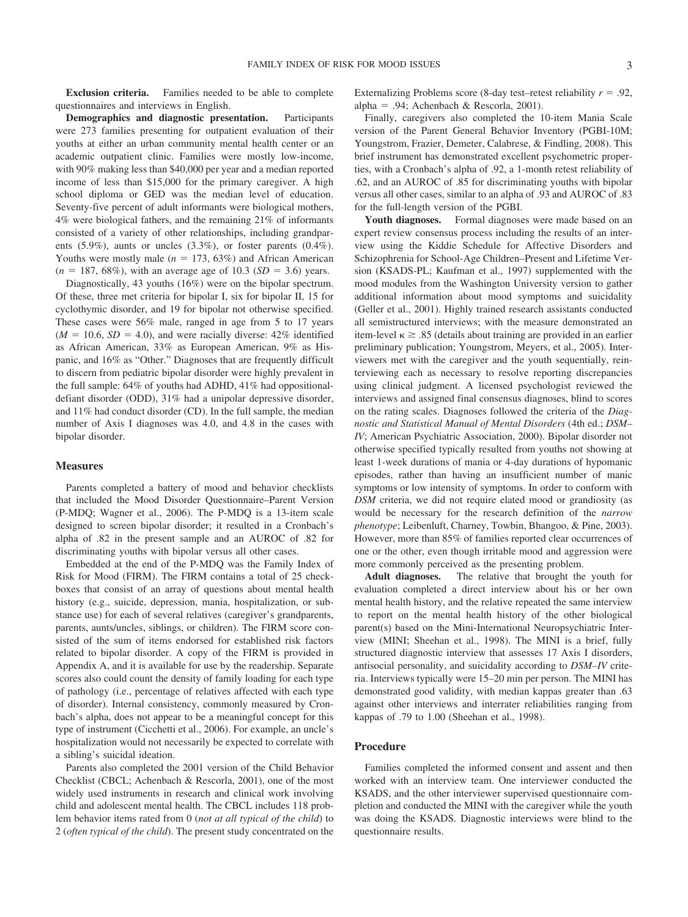**Exclusion criteria.** Families needed to be able to complete questionnaires and interviews in English.

**Demographics and diagnostic presentation.** Participants were 273 families presenting for outpatient evaluation of their youths at either an urban community mental health center or an academic outpatient clinic. Families were mostly low-income, with 90% making less than $40,000 per year and a median reported income of less than $15,000 for the primary caregiver. A high school diploma or GED was the median level of education. Seventy-five percent of adult informants were biological mothers, 4% were biological fathers, and the remaining 21% of informants consisted of a variety of other relationships, including grandparents (5.9%), aunts or uncles (3.3%), or foster parents (0.4%). Youths were mostly male ($n$ = 173, 63%) and African American ($n$ = 187, 68%), with an average age of 10.3 ($SD$ = 3.6) years.

Diagnostically, 43 youths (16%) were on the bipolar spectrum. Of these, three met criteria for bipolar I, six for bipolar II, 15 for cyclothymic disorder, and 19 for bipolar not otherwise specified. These cases were 56% male, ranged in age from 5 to 17 years ($M$ = 10.6, $SD$ = 4.0), and were racially diverse: 42% identified as African American, 33% as European American, 9% as Hispanic, and 16% as "Other." Diagnoses that are frequently difficult to discern from pediatric bipolar disorder were highly prevalent in the full sample: 64% of youths had ADHD, 41% had oppositional-defiant disorder (ODD), 31% had a unipolar depressive disorder, and 11% had conduct disorder (CD). In the full sample, the median number of Axis I diagnoses was 4.0, and 4.8 in the cases with bipolar disorder.

## Measures

Parents completed a battery of mood and behavior checklists that included the Mood Disorder Questionnaire–Parent Version (P-MDQ; Wagner et al., 2006). The P-MDQ is a 13-item scale designed to screen bipolar disorder; it resulted in a Cronbach's alpha of .82 in the present sample and an AUROC of .82 for discriminating youths with bipolar versus all other cases.

Embedded at the end of the P-MDQ was the Family Index of Risk for Mood (FIRM). The FIRM contains a total of 25 checkboxes that consist of an array of questions about mental health history (e.g., suicide, depression, mania, hospitalization, or substance use) for each of several relatives (caregiver's grandparents, parents, aunts/uncles, siblings, or children). The FIRM score consisted of the sum of items endorsed for established risk factors related to bipolar disorder. A copy of the FIRM is provided in Appendix A, and it is available for use by the readership. Separate scores also could count the density of family loading for each type of pathology (i.e., percentage of relatives affected with each type of disorder). Internal consistency, commonly measured by Cronbach's alpha, does not appear to be a meaningful concept for this type of instrument (Cicchetti et al., 2006). For example, an uncle's hospitalization would not necessarily be expected to correlate with a sibling's suicidal ideation.

Parents also completed the 2001 version of the Child Behavior Checklist (CBCL; Achenbach & Rescorla, 2001), one of the most widely used instruments in research and clinical work involving child and adolescent mental health. The CBCL includes 118 problem behavior items rated from 0 (*not at all typical of the child*) to 2 (*often typical of the child*). The present study concentrated on the Externalizing Problems score (8-day test–retest reliability $r$ = .92, alpha = .94; Achenbach & Rescorla, 2001).

Finally, caregivers also completed the 10-item Mania Scale version of the Parent General Behavior Inventory (PGBI-10M; Youngstrom, Frazier, Demeter, Calabrese, & Findling, 2008). This brief instrument has demonstrated excellent psychometric properties, with a Cronbach's alpha of .92, a 1-month retest reliability of .62, and an AUROC of .85 for discriminating youths with bipolar versus all other cases, similar to an alpha of .93 and AUROC of .83 for the full-length version of the PGBI.

**Youth diagnoses.** Formal diagnoses were made based on an expert review consensus process including the results of an interview using the Kiddie Schedule for Affective Disorders and Schizophrenia for School-Age Children–Present and Lifetime Version (KSADS-PL; Kaufman et al., 1997) supplemented with the mood modules from the Washington University version to gather additional information about mood symptoms and suicidality (Geller et al., 2001). Highly trained research assistants conducted all semistructured interviews; with the measure demonstrated an item-level $\kappa \geq .85$ (details about training are provided in an earlier preliminary publication; Youngstrom, Meyers, et al., 2005). Interviewers met with the caregiver and the youth sequentially, reinterviewing each as necessary to resolve reporting discrepancies using clinical judgment. A licensed psychologist reviewed the interviews and assigned final consensus diagnoses, blind to scores on the rating scales. Diagnoses followed the criteria of the *Diagnostic and Statistical Manual of Mental Disorders* (4th ed.; *DSM–IV*; American Psychiatric Association, 2000). Bipolar disorder not otherwise specified typically resulted from youths not showing at least 1-week durations of mania or 4-day durations of hypomanic episodes, rather than having an insufficient number of manic symptoms or low intensity of symptoms. In order to conform with *DSM* criteria, we did not require elated mood or grandiosity (as would be necessary for the research definition of the *narrow phenotype*; Leibenluft, Charney, Towbin, Bhangoo, & Pine, 2003). However, more than 85% of families reported clear occurrences of one or the other, even though irritable mood and aggression were more commonly perceived as the presenting problem.

**Adult diagnoses.** The relative that brought the youth for evaluation completed a direct interview about his or her own mental health history, and the relative repeated the same interview to report on the mental health history of the other biological parent(s) based on the Mini-International Neuropsychiatric Interview (MINI; Sheehan et al., 1998). The MINI is a brief, fully structured diagnostic interview that assesses 17 Axis I disorders, antisocial personality, and suicidality according to *DSM–IV* criteria. Interviews typically were 15–20 min per person. The MINI has demonstrated good validity, with median kappas greater than .63 against other interviews and interrater reliabilities ranging from kappas of .79 to 1.00 (Sheehan et al., 1998).

## Procedure

Families completed the informed consent and assent and then worked with an interview team. One interviewer conducted the KSADS, and the other interviewer supervised questionnaire completion and conducted the MINI with the caregiver while the youth was doing the KSADS. Diagnostic interviews were blind to the questionnaire results.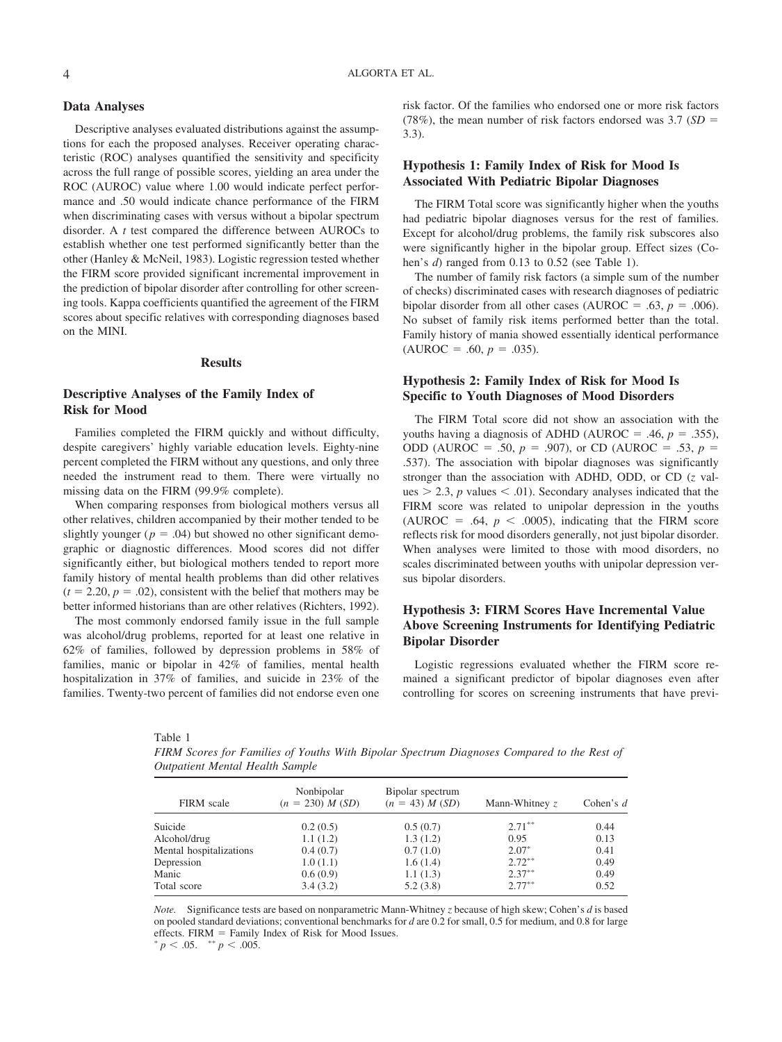## Data Analyses

Descriptive analyses evaluated distributions against the assumptions for each the proposed analyses. Receiver operating characteristic (ROC) analyses quantified the sensitivity and specificity across the full range of possible scores, yielding an area under the ROC (AUROC) value where 1.00 would indicate perfect performance and .50 would indicate chance performance of the FIRM when discriminating cases with versus without a bipolar spectrum disorder. A *t* test compared the difference between AUROCs to establish whether one test performed significantly better than the other (Hanley & McNeil, 1983). Logistic regression tested whether the FIRM score provided significant incremental improvement in the prediction of bipolar disorder after controlling for other screening tools. Kappa coefficients quantified the agreement of the FIRM scores about specific relatives with corresponding diagnoses based on the MINI.

# Results

## Descriptive Analyses of the Family Index of Risk for Mood

Families completed the FIRM quickly and without difficulty, despite caregivers' highly variable education levels. Eighty-nine percent completed the FIRM without any questions, and only three needed the instrument read to them. There were virtually no missing data on the FIRM (99.9% complete).

When comparing responses from biological mothers versus all other relatives, children accompanied by their mother tended to be slightly younger ($p = .04$) but showed no other significant demographic or diagnostic differences. Mood scores did not differ significantly either, but biological mothers tended to report more family history of mental health problems than did other relatives ($t = 2.20$, $p = .02$), consistent with the belief that mothers may be better informed historians than are other relatives (Richters, 1992).

The most commonly endorsed family issue in the full sample was alcohol/drug problems, reported for at least one relative in 62% of families, followed by depression problems in 58% of families, manic or bipolar in 42% of families, mental health hospitalization in 37% of families, and suicide in 23% of the families. Twenty-two percent of families did not endorse even one risk factor. Of the families who endorsed one or more risk factors (78%), the mean number of risk factors endorsed was 3.7 ($SD = 3.3$).

## Hypothesis 1: Family Index of Risk for Mood Is Associated With Pediatric Bipolar Diagnoses

The FIRM Total score was significantly higher when the youths had pediatric bipolar diagnoses versus for the rest of families. Except for alcohol/drug problems, the family risk subscores also were significantly higher in the bipolar group. Effect sizes (Cohen's *d*) ranged from 0.13 to 0.52 (see Table 1).

The number of family risk factors (a simple sum of the number of checks) discriminated cases with research diagnoses of pediatric bipolar disorder from all other cases (AUROC = .63, $p = .006$). No subset of family risk items performed better than the total. Family history of mania showed essentially identical performance (AUROC = .60, $p = .035$).

## Hypothesis 2: Family Index of Risk for Mood Is Specific to Youth Diagnoses of Mood Disorders

The FIRM Total score did not show an association with the youths having a diagnosis of ADHD (AUROC = .46, $p = .355$), ODD (AUROC = .50, $p = .907$), or CD (AUROC = .53, $p = .537$). The association with bipolar diagnoses was significantly stronger than the association with ADHD, ODD, or CD (*z* values $> 2.3$, *p* values $< .01$). Secondary analyses indicated that the FIRM score was related to unipolar depression in the youths (AUROC = .64, $p < .0005$), indicating that the FIRM score reflects risk for mood disorders generally, not just bipolar disorder. When analyses were limited to those with mood disorders, no scales discriminated between youths with unipolar depression versus bipolar disorders.

## Hypothesis 3: FIRM Scores Have Incremental Value Above Screening Instruments for Identifying Pediatric Bipolar Disorder

Logistic regressions evaluated whether the FIRM score remained a significant predictor of bipolar diagnoses even after controlling for scores on screening instruments that have previ-

Table 1
*FIRM Scores for Families of Youths With Bipolar Spectrum Diagnoses Compared to the Rest of Outpatient Mental Health Sample*

| FIRM scale | Nonbipolar ($n = 230$) *M* (*SD*) | Bipolar spectrum ($n = 43$) *M* (*SD*) | Mann-Whitney *z* | Cohen's *d* |
|---|---|---|---|---|
| Suicide | 0.2 (0.5) | 0.5 (0.7) | 2.71** | 0.44 |
| Alcohol/drug | 1.1 (1.2) | 1.3 (1.2) | 0.95 | 0.13 |
| Mental hospitalizations | 0.4 (0.7) | 0.7 (1.0) | 2.07* | 0.41 |
| Depression | 1.0 (1.1) | 1.6 (1.4) | 2.72** | 0.49 |
| Manic | 0.6 (0.9) | 1.1 (1.3) | 2.37** | 0.49 |
| Total score | 3.4 (3.2) | 5.2 (3.8) | 2.77** | 0.52 |

*Note.* Significance tests are based on nonparametric Mann-Whitney *z* because of high skew; Cohen's *d* is based on pooled standard deviations; conventional benchmarks for *d* are 0.2 for small, 0.5 for medium, and 0.8 for large effects. FIRM = Family Index of Risk for Mood Issues.
* $p < .05$. ** $p < .005$.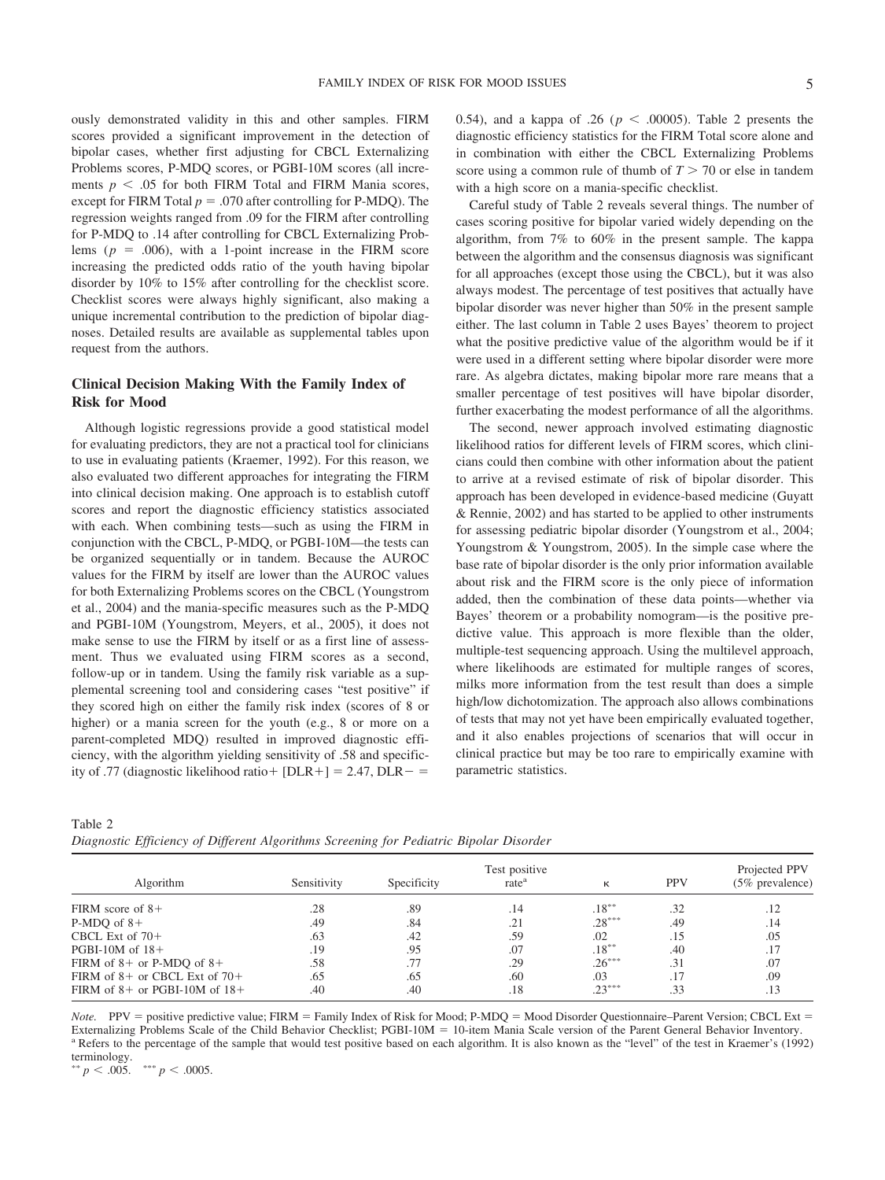ously demonstrated validity in this and other samples. FIRM scores provided a significant improvement in the detection of bipolar cases, whether first adjusting for CBCL Externalizing Problems scores, P-MDQ scores, or PGBI-10M scores (all increments $p < .05$ for both FIRM Total and FIRM Mania scores, except for FIRM Total $p = .070$ after controlling for P-MDQ). The regression weights ranged from .09 for the FIRM after controlling for P-MDQ to .14 after controlling for CBCL Externalizing Problems ($p = .006$), with a 1-point increase in the FIRM score increasing the predicted odds ratio of the youth having bipolar disorder by 10% to 15% after controlling for the checklist score. Checklist scores were always highly significant, also making a unique incremental contribution to the prediction of bipolar diagnoses. Detailed results are available as supplemental tables upon request from the authors.

## Clinical Decision Making With the Family Index of Risk for Mood

Although logistic regressions provide a good statistical model for evaluating predictors, they are not a practical tool for clinicians to use in evaluating patients (Kraemer, 1992). For this reason, we also evaluated two different approaches for integrating the FIRM into clinical decision making. One approach is to establish cutoff scores and report the diagnostic efficiency statistics associated with each. When combining tests—such as using the FIRM in conjunction with the CBCL, P-MDQ, or PGBI-10M—the tests can be organized sequentially or in tandem. Because the AUROC values for the FIRM by itself are lower than the AUROC values for both Externalizing Problems scores on the CBCL (Youngstrom et al., 2004) and the mania-specific measures such as the P-MDQ and PGBI-10M (Youngstrom, Meyers, et al., 2005), it does not make sense to use the FIRM by itself or as a first line of assessment. Thus we evaluated using FIRM scores as a second, follow-up or in tandem. Using the family risk variable as a supplemental screening tool and considering cases "test positive" if they scored high on either the family risk index (scores of 8 or higher) or a mania screen for the youth (e.g., 8 or more on a parent-completed MDQ) resulted in improved diagnostic efficiency, with the algorithm yielding sensitivity of .58 and specificity of .77 (diagnostic likelihood ratio+ [DLR+] = 2.47, DLR− = 0.54), and a kappa of .26 ($p < .00005$). Table 2 presents the diagnostic efficiency statistics for the FIRM Total score alone and in combination with either the CBCL Externalizing Problems score using a common rule of thumb of $T > 70$ or else in tandem with a high score on a mania-specific checklist.

Careful study of Table 2 reveals several things. The number of cases scoring positive for bipolar varied widely depending on the algorithm, from 7% to 60% in the present sample. The kappa between the algorithm and the consensus diagnosis was significant for all approaches (except those using the CBCL), but it was also always modest. The percentage of test positives that actually have bipolar disorder was never higher than 50% in the present sample either. The last column in Table 2 uses Bayes' theorem to project what the positive predictive value of the algorithm would be if it were used in a different setting where bipolar disorder were more rare. As algebra dictates, making bipolar more rare means that a smaller percentage of test positives will have bipolar disorder, further exacerbating the modest performance of all the algorithms.

The second, newer approach involved estimating diagnostic likelihood ratios for different levels of FIRM scores, which clinicians could then combine with other information about the patient to arrive at a revised estimate of risk of bipolar disorder. This approach has been developed in evidence-based medicine (Guyatt & Rennie, 2002) and has started to be applied to other instruments for assessing pediatric bipolar disorder (Youngstrom et al., 2004; Youngstrom & Youngstrom, 2005). In the simple case where the base rate of bipolar disorder is the only prior information available about risk and the FIRM score is the only piece of information added, then the combination of these data points—whether via Bayes' theorem or a probability nomogram—is the positive predictive value. This approach is more flexible than the older, multiple-test sequencing approach. Using the multilevel approach, where likelihoods are estimated for multiple ranges of scores, milks more information from the test result than does a simple high/low dichotomization. The approach also allows combinations of tests that may not yet have been empirically evaluated together, and it also enables projections of scenarios that will occur in clinical practice but may be too rare to empirically examine with parametric statistics.

Table 2
*Diagnostic Efficiency of Different Algorithms Screening for Pediatric Bipolar Disorder*

| Algorithm | Sensitivity | Specificity | Test positive rate[a] | κ | PPV | Projected PPV (5% prevalence) |
|---|---|---|---|---|---|---|
| FIRM score of 8+ | .28 | .89 | .14 | .18** | .32 | .12 |
| P-MDQ of 8+ | .49 | .84 | .21 | .28*** | .49 | .14 |
| CBCL Ext of 70+ | .63 | .42 | .59 | .02 | .15 | .05 |
| PGBI-10M of 18+ | .19 | .95 | .07 | .18** | .40 | .17 |
| FIRM of 8+ or P-MDQ of 8+ | .58 | .77 | .29 | .26*** | .31 | .07 |
| FIRM of 8+ or CBCL Ext of 70+ | .65 | .65 | .60 | .03 | .17 | .09 |
| FIRM of 8+ or PGBI-10M of 18+ | .40 | .40 | .18 | .23*** | .33 | .13 |

*Note.* PPV = positive predictive value; FIRM = Family Index of Risk for Mood; P-MDQ = Mood Disorder Questionnaire–Parent Version; CBCL Ext = Externalizing Problems Scale of the Child Behavior Checklist; PGBI-10M = 10-item Mania Scale version of the Parent General Behavior Inventory.
[a] Refers to the percentage of the sample that would test positive based on each algorithm. It is also known as the "level" of the test in Kraemer's (1992) terminology.
** $p < .005$. *** $p < .0005$.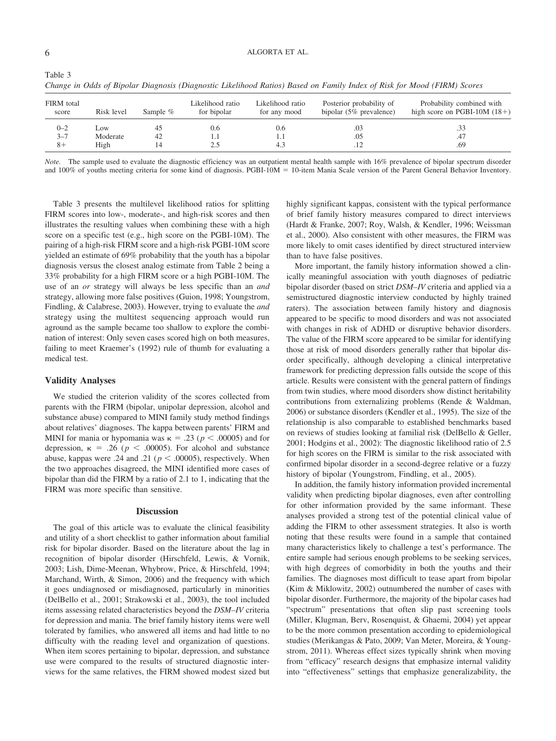Table 3

*Change in Odds of Bipolar Diagnosis (Diagnostic Likelihood Ratios) Based on Family Index of Risk for Mood (FIRM) Scores*

| FIRM total score | Risk level | Sample % | Likelihood ratio for bipolar | Likelihood ratio for any mood | Posterior probability of bipolar (5% prevalence) | Probability combined with high score on PGBI-10M (18+) |
|---|---|---|---|---|---|---|
| 0–2 | Low | 45 | 0.6 | 0.6 | .03 | .33 |
| 3–7 | Moderate | 42 | 1.1 | 1.1 | .05 | .47 |
| 8+ | High | 14 | 2.5 | 4.3 | .12 | .69 |

*Note.* The sample used to evaluate the diagnostic efficiency was an outpatient mental health sample with 16% prevalence of bipolar spectrum disorder and 100% of youths meeting criteria for some kind of diagnosis. PGBI-10M = 10-item Mania Scale version of the Parent General Behavior Inventory.

Table 3 presents the multilevel likelihood ratios for splitting FIRM scores into low-, moderate-, and high-risk scores and then illustrates the resulting values when combining these with a high score on a specific test (e.g., high score on the PGBI-10M). The pairing of a high-risk FIRM score and a high-risk PGBI-10M score yielded an estimate of 69% probability that the youth has a bipolar diagnosis versus the closest analog estimate from Table 2 being a 33% probability for a high FIRM score or a high PGBI-10M. The use of an *or* strategy will always be less specific than an *and* strategy, allowing more false positives (Guion, 1998; Youngstrom, Findling, & Calabrese, 2003). However, trying to evaluate the *and* strategy using the multitest sequencing approach would run aground as the sample became too shallow to explore the combination of interest: Only seven cases scored high on both measures, failing to meet Kraemer's (1992) rule of thumb for evaluating a medical test.

### Validity Analyses

We studied the criterion validity of the scores collected from parents with the FIRM (bipolar, unipolar depression, alcohol and substance abuse) compared to MINI family study method findings about relatives' diagnoses. The kappa between parents' FIRM and MINI for mania or hypomania was $\kappa = .23$ ($p < .00005$) and for depression, $\kappa = .26$ ($p < .00005$). For alcohol and substance abuse, kappas were .24 and .21 ($p < .00005$), respectively. When the two approaches disagreed, the MINI identified more cases of bipolar than did the FIRM by a ratio of 2.1 to 1, indicating that the FIRM was more specific than sensitive.

## Discussion

The goal of this article was to evaluate the clinical feasibility and utility of a short checklist to gather information about familial risk for bipolar disorder. Based on the literature about the lag in recognition of bipolar disorder (Hirschfeld, Lewis, & Vornik, 2003; Lish, Dime-Meenan, Whybrow, Price, & Hirschfeld, 1994; Marchand, Wirth, & Simon, 2006) and the frequency with which it goes undiagnosed or misdiagnosed, particularly in minorities (DelBello et al., 2001; Strakowski et al., 2003), the tool included items assessing related characteristics beyond the *DSM–IV* criteria for depression and mania. The brief family history items were well tolerated by families, who answered all items and had little to no difficulty with the reading level and organization of questions. When item scores pertaining to bipolar, depression, and substance use were compared to the results of structured diagnostic interviews for the same relatives, the FIRM showed modest sized but highly significant kappas, consistent with the typical performance of brief family history measures compared to direct interviews (Hardt & Franke, 2007; Roy, Walsh, & Kendler, 1996; Weissman et al., 2000). Also consistent with other measures, the FIRM was more likely to omit cases identified by direct structured interview than to have false positives.

More important, the family history information showed a clinically meaningful association with youth diagnoses of pediatric bipolar disorder (based on strict *DSM–IV* criteria and applied via a semistructured diagnostic interview conducted by highly trained raters). The association between family history and diagnosis appeared to be specific to mood disorders and was not associated with changes in risk of ADHD or disruptive behavior disorders. The value of the FIRM score appeared to be similar for identifying those at risk of mood disorders generally rather that bipolar disorder specifically, although developing a clinical interpretative framework for predicting depression falls outside the scope of this article. Results were consistent with the general pattern of findings from twin studies, where mood disorders show distinct heritability contributions from externalizing problems (Rende & Waldman, 2006) or substance disorders (Kendler et al., 1995). The size of the relationship is also comparable to established benchmarks based on reviews of studies looking at familial risk (DelBello & Geller, 2001; Hodgins et al., 2002): The diagnostic likelihood ratio of 2.5 for high scores on the FIRM is similar to the risk associated with confirmed bipolar disorder in a second-degree relative or a fuzzy history of bipolar (Youngstrom, Findling, et al., 2005).

In addition, the family history information provided incremental validity when predicting bipolar diagnoses, even after controlling for other information provided by the same informant. These analyses provided a strong test of the potential clinical value of adding the FIRM to other assessment strategies. It also is worth noting that these results were found in a sample that contained many characteristics likely to challenge a test's performance. The entire sample had serious enough problems to be seeking services, with high degrees of comorbidity in both the youths and their families. The diagnoses most difficult to tease apart from bipolar (Kim & Miklowitz, 2002) outnumbered the number of cases with bipolar disorder. Furthermore, the majority of the bipolar cases had "spectrum" presentations that often slip past screening tools (Miller, Klugman, Berv, Rosenquist, & Ghaemi, 2004) yet appear to be the more common presentation according to epidemiological studies (Merikangas & Pato, 2009; Van Meter, Moreira, & Youngstrom, 2011). Whereas effect sizes typically shrink when moving from "efficacy" research designs that emphasize internal validity into "effectiveness" settings that emphasize generalizability, the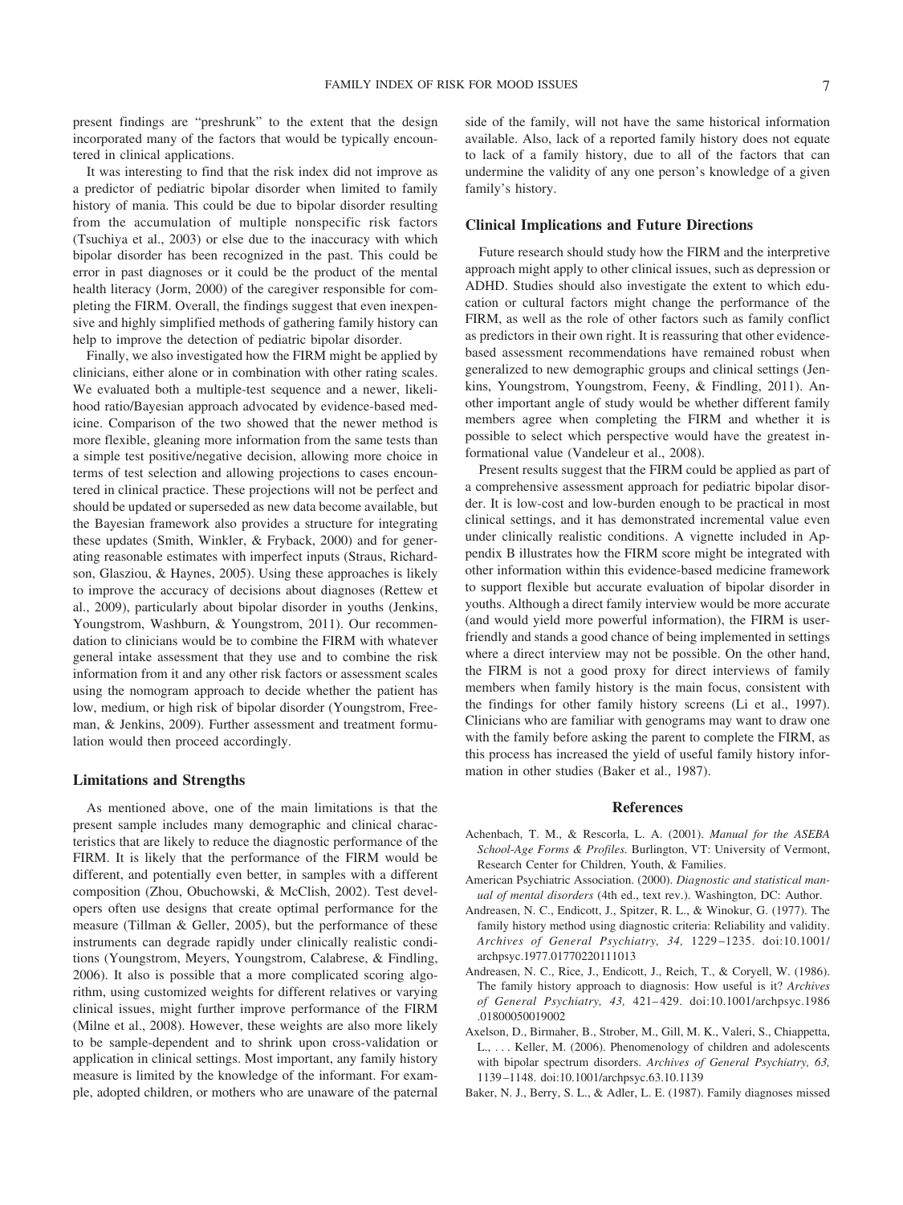present findings are "preshrunk" to the extent that the design incorporated many of the factors that would be typically encountered in clinical applications.

It was interesting to find that the risk index did not improve as a predictor of pediatric bipolar disorder when limited to family history of mania. This could be due to bipolar disorder resulting from the accumulation of multiple nonspecific risk factors (Tsuchiya et al., 2003) or else due to the inaccuracy with which bipolar disorder has been recognized in the past. This could be error in past diagnoses or it could be the product of the mental health literacy (Jorm, 2000) of the caregiver responsible for completing the FIRM. Overall, the findings suggest that even inexpensive and highly simplified methods of gathering family history can help to improve the detection of pediatric bipolar disorder.

Finally, we also investigated how the FIRM might be applied by clinicians, either alone or in combination with other rating scales. We evaluated both a multiple-test sequence and a newer, likelihood ratio/Bayesian approach advocated by evidence-based medicine. Comparison of the two showed that the newer method is more flexible, gleaning more information from the same tests than a simple test positive/negative decision, allowing more choice in terms of test selection and allowing projections to cases encountered in clinical practice. These projections will not be perfect and should be updated or superseded as new data become available, but the Bayesian framework also provides a structure for integrating these updates (Smith, Winkler, & Fryback, 2000) and for generating reasonable estimates with imperfect inputs (Straus, Richardson, Glasziou, & Haynes, 2005). Using these approaches is likely to improve the accuracy of decisions about diagnoses (Rettew et al., 2009), particularly about bipolar disorder in youths (Jenkins, Youngstrom, Washburn, & Youngstrom, 2011). Our recommendation to clinicians would be to combine the FIRM with whatever general intake assessment that they use and to combine the risk information from it and any other risk factors or assessment scales using the nomogram approach to decide whether the patient has low, medium, or high risk of bipolar disorder (Youngstrom, Freeman, & Jenkins, 2009). Further assessment and treatment formulation would then proceed accordingly.

### Limitations and Strengths

As mentioned above, one of the main limitations is that the present sample includes many demographic and clinical characteristics that are likely to reduce the diagnostic performance of the FIRM. It is likely that the performance of the FIRM would be different, and potentially even better, in samples with a different composition (Zhou, Obuchowski, & McClish, 2002). Test developers often use designs that create optimal performance for the measure (Tillman & Geller, 2005), but the performance of these instruments can degrade rapidly under clinically realistic conditions (Youngstrom, Meyers, Youngstrom, Calabrese, & Findling, 2006). It also is possible that a more complicated scoring algorithm, using customized weights for different relatives or varying clinical issues, might further improve performance of the FIRM (Milne et al., 2008). However, these weights are also more likely to be sample-dependent and to shrink upon cross-validation or application in clinical settings. Most important, any family history measure is limited by the knowledge of the informant. For example, adopted children, or mothers who are unaware of the paternal side of the family, will not have the same historical information available. Also, lack of a reported family history does not equate to lack of a family history, due to all of the factors that can undermine the validity of any one person's knowledge of a given family's history.

### Clinical Implications and Future Directions

Future research should study how the FIRM and the interpretive approach might apply to other clinical issues, such as depression or ADHD. Studies should also investigate the extent to which education or cultural factors might change the performance of the FIRM, as well as the role of other factors such as family conflict as predictors in their own right. It is reassuring that other evidence-based assessment recommendations have remained robust when generalized to new demographic groups and clinical settings (Jenkins, Youngstrom, Youngstrom, Feeny, & Findling, 2011). Another important angle of study would be whether different family members agree when completing the FIRM and whether it is possible to select which perspective would have the greatest informational value (Vandeleur et al., 2008).

Present results suggest that the FIRM could be applied as part of a comprehensive assessment approach for pediatric bipolar disorder. It is low-cost and low-burden enough to be practical in most clinical settings, and it has demonstrated incremental value even under clinically realistic conditions. A vignette included in Appendix B illustrates how the FIRM score might be integrated with other information within this evidence-based medicine framework to support flexible but accurate evaluation of bipolar disorder in youths. Although a direct family interview would be more accurate (and would yield more powerful information), the FIRM is user-friendly and stands a good chance of being implemented in settings where a direct interview may not be possible. On the other hand, the FIRM is not a good proxy for direct interviews of family members when family history is the main focus, consistent with the findings for other family history screens (Li et al., 1997). Clinicians who are familiar with genograms may want to draw one with the family before asking the parent to complete the FIRM, as this process has increased the yield of useful family history information in other studies (Baker et al., 1987).

## References

Achenbach, T. M., & Rescorla, L. A. (2001). *Manual for the ASEBA School-Age Forms & Profiles.* Burlington, VT: University of Vermont, Research Center for Children, Youth, & Families.

American Psychiatric Association. (2000). *Diagnostic and statistical manual of mental disorders* (4th ed., text rev.). Washington, DC: Author.

Andreasen, N. C., Endicott, J., Spitzer, R. L., & Winokur, G. (1977). The family history method using diagnostic criteria: Reliability and validity. *Archives of General Psychiatry, 34,* 1229–1235. doi:10.1001/archpsyc.1977.01770220111013

Andreasen, N. C., Rice, J., Endicott, J., Reich, T., & Coryell, W. (1986). The family history approach to diagnosis: How useful is it? *Archives of General Psychiatry, 43,* 421–429. doi:10.1001/archpsyc.1986.01800050019002

Axelson, D., Birmaher, B., Strober, M., Gill, M. K., Valeri, S., Chiappetta, L., . . . Keller, M. (2006). Phenomenology of children and adolescents with bipolar spectrum disorders. *Archives of General Psychiatry, 63,* 1139–1148. doi:10.1001/archpsyc.63.10.1139

Baker, N. J., Berry, S. L., & Adler, L. E. (1987). Family diagnoses missed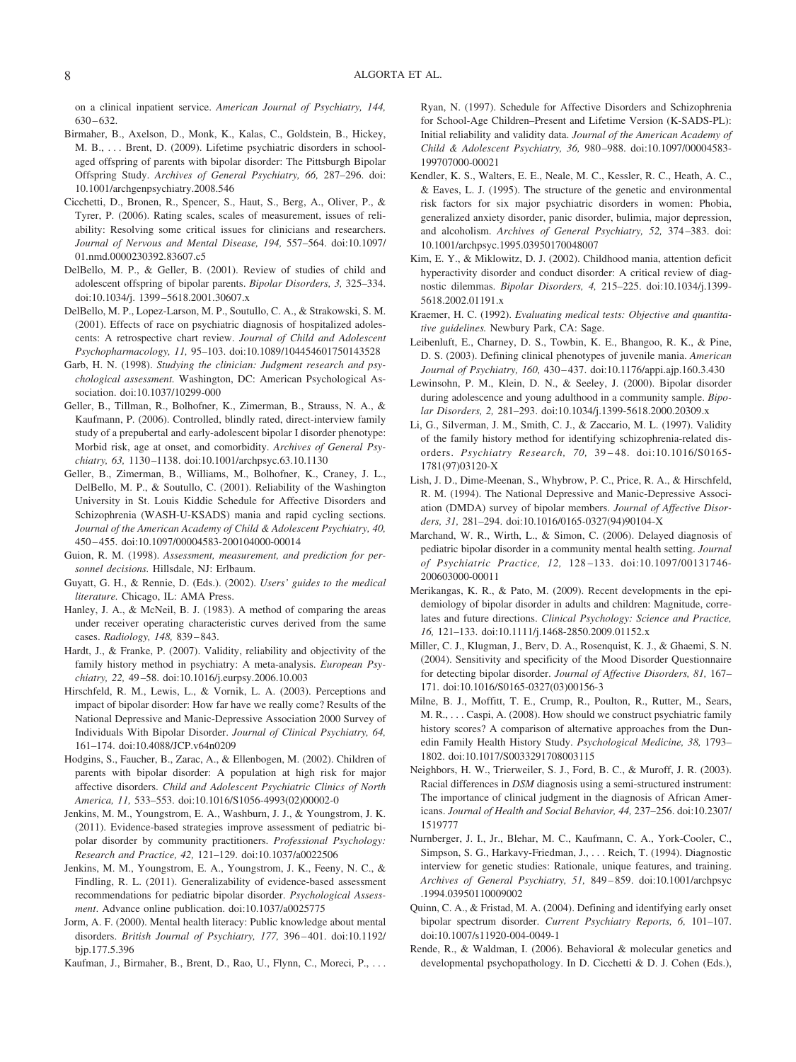on a clinical inpatient service. *American Journal of Psychiatry, 144,* 630–632.

Birmaher, B., Axelson, D., Monk, K., Kalas, C., Goldstein, B., Hickey, M. B., . . . Brent, D. (2009). Lifetime psychiatric disorders in school-aged offspring of parents with bipolar disorder: The Pittsburgh Bipolar Offspring Study. *Archives of General Psychiatry, 66,* 287–296. doi: 10.1001/archgenpsychiatry.2008.546

Cicchetti, D., Bronen, R., Spencer, S., Haut, S., Berg, A., Oliver, P., & Tyrer, P. (2006). Rating scales, scales of measurement, issues of reliability: Resolving some critical issues for clinicians and researchers. *Journal of Nervous and Mental Disease, 194,* 557–564. doi:10.1097/01.nmd.0000230392.83607.c5

DelBello, M. P., & Geller, B. (2001). Review of studies of child and adolescent offspring of bipolar parents. *Bipolar Disorders, 3,* 325–334. doi:10.1034/j. 1399–5618.2001.30607.x

DelBello, M. P., Lopez-Larson, M. P., Soutullo, C. A., & Strakowski, S. M. (2001). Effects of race on psychiatric diagnosis of hospitalized adolescents: A retrospective chart review. *Journal of Child and Adolescent Psychopharmacology, 11,* 95–103. doi:10.1089/104454601750143528

Garb, H. N. (1998). *Studying the clinician: Judgment research and psychological assessment.* Washington, DC: American Psychological Association. doi:10.1037/10299-000

Geller, B., Tillman, R., Bolhofner, K., Zimerman, B., Strauss, N. A., & Kaufmann, P. (2006). Controlled, blindly rated, direct-interview family study of a prepubertal and early-adolescent bipolar I disorder phenotype: Morbid risk, age at onset, and comorbidity. *Archives of General Psychiatry, 63,* 1130–1138. doi:10.1001/archpsyc.63.10.1130

Geller, B., Zimerman, B., Williams, M., Bolhofner, K., Craney, J. L., DelBello, M. P., & Soutullo, C. (2001). Reliability of the Washington University in St. Louis Kiddie Schedule for Affective Disorders and Schizophrenia (WASH-U-KSADS) mania and rapid cycling sections. *Journal of the American Academy of Child & Adolescent Psychiatry, 40,* 450–455. doi:10.1097/00004583-200104000-00014

Guion, R. M. (1998). *Assessment, measurement, and prediction for personnel decisions.* Hillsdale, NJ: Erlbaum.

Guyatt, G. H., & Rennie, D. (Eds.). (2002). *Users' guides to the medical literature.* Chicago, IL: AMA Press.

Hanley, J. A., & McNeil, B. J. (1983). A method of comparing the areas under receiver operating characteristic curves derived from the same cases. *Radiology, 148,* 839–843.

Hardt, J., & Franke, P. (2007). Validity, reliability and objectivity of the family history method in psychiatry: A meta-analysis. *European Psychiatry, 22,* 49–58. doi:10.1016/j.eurpsy.2006.10.003

Hirschfeld, R. M., Lewis, L., & Vornik, L. A. (2003). Perceptions and impact of bipolar disorder: How far have we really come? Results of the National Depressive and Manic-Depressive Association 2000 Survey of Individuals With Bipolar Disorder. *Journal of Clinical Psychiatry, 64,* 161–174. doi:10.4088/JCP.v64n0209

Hodgins, S., Faucher, B., Zarac, A., & Ellenbogen, M. (2002). Children of parents with bipolar disorder: A population at high risk for major affective disorders. *Child and Adolescent Psychiatric Clinics of North America, 11,* 533–553. doi:10.1016/S1056-4993(02)00002-0

Jenkins, M. M., Youngstrom, E. A., Washburn, J. J., & Youngstrom, J. K. (2011). Evidence-based strategies improve assessment of pediatric bipolar disorder by community practitioners. *Professional Psychology: Research and Practice, 42,* 121–129. doi:10.1037/a0022506

Jenkins, M. M., Youngstrom, E. A., Youngstrom, J. K., Feeny, N. C., & Findling, R. L. (2011). Generalizability of evidence-based assessment recommendations for pediatric bipolar disorder. *Psychological Assessment*. Advance online publication. doi:10.1037/a0025775

Jorm, A. F. (2000). Mental health literacy: Public knowledge about mental disorders. *British Journal of Psychiatry, 177,* 396–401. doi:10.1192/bjp.177.5.396

Kaufman, J., Birmaher, B., Brent, D., Rao, U., Flynn, C., Moreci, P., . . . Ryan, N. (1997). Schedule for Affective Disorders and Schizophrenia for School-Age Children–Present and Lifetime Version (K-SADS-PL): Initial reliability and validity data. *Journal of the American Academy of Child & Adolescent Psychiatry, 36,* 980–988. doi:10.1097/00004583-199707000-00021

Kendler, K. S., Walters, E. E., Neale, M. C., Kessler, R. C., Heath, A. C., & Eaves, L. J. (1995). The structure of the genetic and environmental risk factors for six major psychiatric disorders in women: Phobia, generalized anxiety disorder, panic disorder, bulimia, major depression, and alcoholism. *Archives of General Psychiatry, 52,* 374–383. doi:10.1001/archpsyc.1995.03950170048007

Kim, E. Y., & Miklowitz, D. J. (2002). Childhood mania, attention deficit hyperactivity disorder and conduct disorder: A critical review of diagnostic dilemmas. *Bipolar Disorders, 4,* 215–225. doi:10.1034/j.1399-5618.2002.01191.x

Kraemer, H. C. (1992). *Evaluating medical tests: Objective and quantitative guidelines.* Newbury Park, CA: Sage.

Leibenluft, E., Charney, D. S., Towbin, K. E., Bhangoo, R. K., & Pine, D. S. (2003). Defining clinical phenotypes of juvenile mania. *American Journal of Psychiatry, 160,* 430–437. doi:10.1176/appi.ajp.160.3.430

Lewinsohn, P. M., Klein, D. N., & Seeley, J. (2000). Bipolar disorder during adolescence and young adulthood in a community sample. *Bipolar Disorders, 2,* 281–293. doi:10.1034/j.1399-5618.2000.20309.x

Li, G., Silverman, J. M., Smith, C. J., & Zaccario, M. L. (1997). Validity of the family history method for identifying schizophrenia-related disorders. *Psychiatry Research, 70,* 39–48. doi:10.1016/S0165-1781(97)03120-X

Lish, J. D., Dime-Meenan, S., Whybrow, P. C., Price, R. A., & Hirschfeld, R. M. (1994). The National Depressive and Manic-Depressive Association (DMDA) survey of bipolar members. *Journal of Affective Disorders, 31,* 281–294. doi:10.1016/0165-0327(94)90104-X

Marchand, W. R., Wirth, L., & Simon, C. (2006). Delayed diagnosis of pediatric bipolar disorder in a community mental health setting. *Journal of Psychiatric Practice, 12,* 128–133. doi:10.1097/00131746-200603000-00011

Merikangas, K. R., & Pato, M. (2009). Recent developments in the epidemiology of bipolar disorder in adults and children: Magnitude, correlates and future directions. *Clinical Psychology: Science and Practice, 16,* 121–133. doi:10.1111/j.1468-2850.2009.01152.x

Miller, C. J., Klugman, J., Berv, D. A., Rosenquist, K. J., & Ghaemi, S. N. (2004). Sensitivity and specificity of the Mood Disorder Questionnaire for detecting bipolar disorder. *Journal of Affective Disorders, 81,* 167–171. doi:10.1016/S0165-0327(03)00156-3

Milne, B. J., Moffitt, T. E., Crump, R., Poulton, R., Rutter, M., Sears, M. R., . . . Caspi, A. (2008). How should we construct psychiatric family history scores? A comparison of alternative approaches from the Dunedin Family Health History Study. *Psychological Medicine, 38,* 1793–1802. doi:10.1017/S0033291708003115

Neighbors, H. W., Trierweiler, S. J., Ford, B. C., & Muroff, J. R. (2003). Racial differences in *DSM* diagnosis using a semi-structured instrument: The importance of clinical judgment in the diagnosis of African Americans. *Journal of Health and Social Behavior, 44,* 237–256. doi:10.2307/1519777

Nurnberger, J. I., Jr., Blehar, M. C., Kaufmann, C. A., York-Cooler, C., Simpson, S. G., Harkavy-Friedman, J., . . . Reich, T. (1994). Diagnostic interview for genetic studies: Rationale, unique features, and training. *Archives of General Psychiatry, 51,* 849–859. doi:10.1001/archpsyc.1994.03950110009002

Quinn, C. A., & Fristad, M. A. (2004). Defining and identifying early onset bipolar spectrum disorder. *Current Psychiatry Reports, 6,* 101–107. doi:10.1007/s11920-004-0049-1

Rende, R., & Waldman, I. (2006). Behavioral & molecular genetics and developmental psychopathology. In D. Cicchetti & D. J. Cohen (Eds.),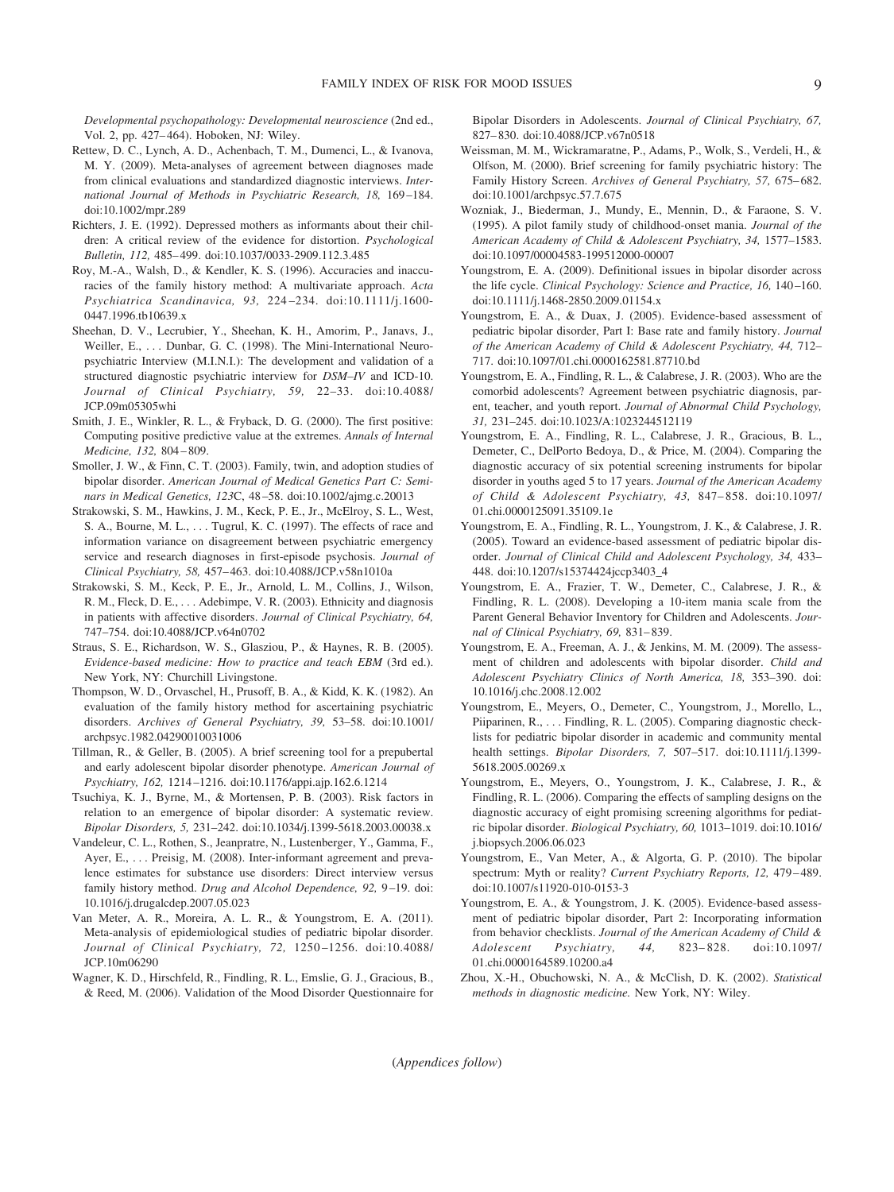*Developmental psychopathology: Developmental neuroscience* (2nd ed., Vol. 2, pp. 427–464). Hoboken, NJ: Wiley.

Rettew, D. C., Lynch, A. D., Achenbach, T. M., Dumenci, L., & Ivanova, M. Y. (2009). Meta-analyses of agreement between diagnoses made from clinical evaluations and standardized diagnostic interviews. *International Journal of Methods in Psychiatric Research, 18,* 169–184. doi:10.1002/mpr.289

Richters, J. E. (1992). Depressed mothers as informants about their children: A critical review of the evidence for distortion. *Psychological Bulletin, 112,* 485–499. doi:10.1037/0033-2909.112.3.485

Roy, M.-A., Walsh, D., & Kendler, K. S. (1996). Accuracies and inaccuracies of the family history method: A multivariate approach. *Acta Psychiatrica Scandinavica, 93,* 224–234. doi:10.1111/j.1600-0447.1996.tb10639.x

Sheehan, D. V., Lecrubier, Y., Sheehan, K. H., Amorim, P., Janavs, J., Weiller, E., . . . Dunbar, G. C. (1998). The Mini-International Neuropsychiatric Interview (M.I.N.I.): The development and validation of a structured diagnostic psychiatric interview for *DSM–IV* and ICD-10. *Journal of Clinical Psychiatry, 59,* 22–33. doi:10.4088/JCP.09m05305whi

Smith, J. E., Winkler, R. L., & Fryback, D. G. (2000). The first positive: Computing positive predictive value at the extremes. *Annals of Internal Medicine, 132,* 804–809.

Smoller, J. W., & Finn, C. T. (2003). Family, twin, and adoption studies of bipolar disorder. *American Journal of Medical Genetics Part C: Seminars in Medical Genetics, 123*C, 48–58. doi:10.1002/ajmg.c.20013

Strakowski, S. M., Hawkins, J. M., Keck, P. E., Jr., McElroy, S. L., West, S. A., Bourne, M. L., . . . Tugrul, K. C. (1997). The effects of race and information variance on disagreement between psychiatric emergency service and research diagnoses in first-episode psychosis. *Journal of Clinical Psychiatry, 58,* 457–463. doi:10.4088/JCP.v58n1010a

Strakowski, S. M., Keck, P. E., Jr., Arnold, L. M., Collins, J., Wilson, R. M., Fleck, D. E., . . . Adebimpe, V. R. (2003). Ethnicity and diagnosis in patients with affective disorders. *Journal of Clinical Psychiatry, 64,* 747–754. doi:10.4088/JCP.v64n0702

Straus, S. E., Richardson, W. S., Glasziou, P., & Haynes, R. B. (2005). *Evidence-based medicine: How to practice and teach EBM* (3rd ed.). New York, NY: Churchill Livingstone.

Thompson, W. D., Orvaschel, H., Prusoff, B. A., & Kidd, K. K. (1982). An evaluation of the family history method for ascertaining psychiatric disorders. *Archives of General Psychiatry, 39,* 53–58. doi:10.1001/archpsyc.1982.04290010031006

Tillman, R., & Geller, B. (2005). A brief screening tool for a prepubertal and early adolescent bipolar disorder phenotype. *American Journal of Psychiatry, 162,* 1214–1216. doi:10.1176/appi.ajp.162.6.1214

Tsuchiya, K. J., Byrne, M., & Mortensen, P. B. (2003). Risk factors in relation to an emergence of bipolar disorder: A systematic review. *Bipolar Disorders, 5,* 231–242. doi:10.1034/j.1399-5618.2003.00038.x

Vandeleur, C. L., Rothen, S., Jeanpratre, N., Lustenberger, Y., Gamma, F., Ayer, E., . . . Preisig, M. (2008). Inter-informant agreement and prevalence estimates for substance use disorders: Direct interview versus family history method. *Drug and Alcohol Dependence, 92,* 9–19. doi:10.1016/j.drugalcdep.2007.05.023

Van Meter, A. R., Moreira, A. L. R., & Youngstrom, E. A. (2011). Meta-analysis of epidemiological studies of pediatric bipolar disorder. *Journal of Clinical Psychiatry, 72,* 1250–1256. doi:10.4088/JCP.10m06290

Wagner, K. D., Hirschfeld, R., Findling, R. L., Emslie, G. J., Gracious, B., & Reed, M. (2006). Validation of the Mood Disorder Questionnaire for Bipolar Disorders in Adolescents. *Journal of Clinical Psychiatry, 67,* 827–830. doi:10.4088/JCP.v67n0518

Weissman, M. M., Wickramaratne, P., Adams, P., Wolk, S., Verdeli, H., & Olfson, M. (2000). Brief screening for family psychiatric history: The Family History Screen. *Archives of General Psychiatry, 57,* 675–682. doi:10.1001/archpsyc.57.7.675

Wozniak, J., Biederman, J., Mundy, E., Mennin, D., & Faraone, S. V. (1995). A pilot family study of childhood-onset mania. *Journal of the American Academy of Child & Adolescent Psychiatry, 34,* 1577–1583. doi:10.1097/00004583-199512000-00007

Youngstrom, E. A. (2009). Definitional issues in bipolar disorder across the life cycle. *Clinical Psychology: Science and Practice, 16,* 140–160. doi:10.1111/j.1468-2850.2009.01154.x

Youngstrom, E. A., & Duax, J. (2005). Evidence-based assessment of pediatric bipolar disorder, Part I: Base rate and family history. *Journal of the American Academy of Child & Adolescent Psychiatry, 44,* 712–717. doi:10.1097/01.chi.0000162581.87710.bd

Youngstrom, E. A., Findling, R. L., & Calabrese, J. R. (2003). Who are the comorbid adolescents? Agreement between psychiatric diagnosis, parent, teacher, and youth report. *Journal of Abnormal Child Psychology, 31,* 231–245. doi:10.1023/A:1023244512119

Youngstrom, E. A., Findling, R. L., Calabrese, J. R., Gracious, B. L., Demeter, C., DelPorto Bedoya, D., & Price, M. (2004). Comparing the diagnostic accuracy of six potential screening instruments for bipolar disorder in youths aged 5 to 17 years. *Journal of the American Academy of Child & Adolescent Psychiatry, 43,* 847–858. doi:10.1097/01.chi.0000125091.35109.1e

Youngstrom, E. A., Findling, R. L., Youngstrom, J. K., & Calabrese, J. R. (2005). Toward an evidence-based assessment of pediatric bipolar disorder. *Journal of Clinical Child and Adolescent Psychology, 34,* 433–448. doi:10.1207/s15374424jccp3403_4

Youngstrom, E. A., Frazier, T. W., Demeter, C., Calabrese, J. R., & Findling, R. L. (2008). Developing a 10-item mania scale from the Parent General Behavior Inventory for Children and Adolescents. *Journal of Clinical Psychiatry, 69,* 831–839.

Youngstrom, E. A., Freeman, A. J., & Jenkins, M. M. (2009). The assessment of children and adolescents with bipolar disorder. *Child and Adolescent Psychiatry Clinics of North America, 18,* 353–390. doi:10.1016/j.chc.2008.12.002

Youngstrom, E., Meyers, O., Demeter, C., Youngstrom, J., Morello, L., Piiparinen, R., . . . Findling, R. L. (2005). Comparing diagnostic checklists for pediatric bipolar disorder in academic and community mental health settings. *Bipolar Disorders, 7,* 507–517. doi:10.1111/j.1399-5618.2005.00269.x

Youngstrom, E. A., Meyers, O., Youngstrom, J. K., Calabrese, J. R., & Findling, R. L. (2006). Comparing the effects of sampling designs on the diagnostic accuracy of eight promising screening algorithms for pediatric bipolar disorder. *Biological Psychiatry, 60,* 1013–1019. doi:10.1016/j.biopsych.2006.06.023

Youngstrom, E., Van Meter, A., & Algorta, G. P. (2010). The bipolar spectrum: Myth or reality? *Current Psychiatry Reports, 12,* 479–489. doi:10.1007/s11920-010-0153-3

Youngstrom, E. A., & Youngstrom, J. K. (2005). Evidence-based assessment of pediatric bipolar disorder, Part 2: Incorporating information from behavior checklists. *Journal of the American Academy of Child & Adolescent Psychiatry, 44,* 823–828. doi:10.1097/01.chi.0000164589.10200.a4

Zhou, X.-H., Obuchowski, N. A., & McClish, D. K. (2002). *Statistical methods in diagnostic medicine.* New York, NY: Wiley.

(*Appendices follow*)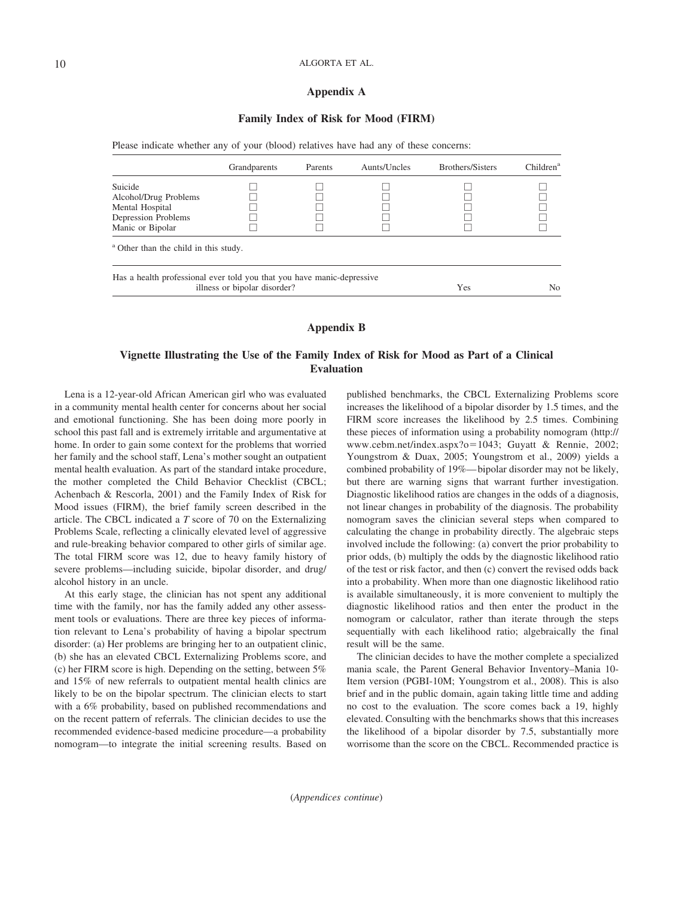## Appendix A

### Family Index of Risk for Mood (FIRM)

Please indicate whether any of your (blood) relatives have had any of these concerns:

| | Grandparents | Parents | Aunts/Uncles | Brothers/Sisters | Children[a] |
|---|---|---|---|---|---|
| Suicide | ☐ | ☐ | ☐ | ☐ | ☐ |
| Alcohol/Drug Problems | ☐ | ☐ | ☐ | ☐ | ☐ |
| Mental Hospital | ☐ | ☐ | ☐ | ☐ | ☐ |
| Depression Problems | ☐ | ☐ | ☐ | ☐ | ☐ |
| Manic or Bipolar | ☐ | ☐ | ☐ | ☐ | ☐ |

[a] Other than the child in this study.

| Has a health professional ever told you that you have manic-depressive illness or bipolar disorder? | Yes | No |
|---|---|---|

## Appendix B

### Vignette Illustrating the Use of the Family Index of Risk for Mood as Part of a Clinical Evaluation

Lena is a 12-year-old African American girl who was evaluated in a community mental health center for concerns about her social and emotional functioning. She has been doing more poorly in school this past fall and is extremely irritable and argumentative at home. In order to gain some context for the problems that worried her family and the school staff, Lena's mother sought an outpatient mental health evaluation. As part of the standard intake procedure, the mother completed the Child Behavior Checklist (CBCL; Achenbach & Rescorla, 2001) and the Family Index of Risk for Mood issues (FIRM), the brief family screen described in the article. The CBCL indicated a *T* score of 70 on the Externalizing Problems Scale, reflecting a clinically elevated level of aggressive and rule-breaking behavior compared to other girls of similar age. The total FIRM score was 12, due to heavy family history of severe problems—including suicide, bipolar disorder, and drug/alcohol history in an uncle.

At this early stage, the clinician has not spent any additional time with the family, nor has the family added any other assessment tools or evaluations. There are three key pieces of information relevant to Lena's probability of having a bipolar spectrum disorder: (a) Her problems are bringing her to an outpatient clinic, (b) she has an elevated CBCL Externalizing Problems score, and (c) her FIRM score is high. Depending on the setting, between 5% and 15% of new referrals to outpatient mental health clinics are likely to be on the bipolar spectrum. The clinician elects to start with a 6% probability, based on published recommendations and on the recent pattern of referrals. The clinician decides to use the recommended evidence-based medicine procedure—a probability nomogram—to integrate the initial screening results. Based on published benchmarks, the CBCL Externalizing Problems score increases the likelihood of a bipolar disorder by about 1.5 times, and the FIRM score increases the likelihood by 2.5 times. Combining these pieces of information using a probability nomogram (http://www.cebm.net/index.aspx?o=1043; Guyatt & Rennie, 2002; Youngstrom & Duax, 2005; Youngstrom et al., 2009) yields a combined probability of 19%—bipolar disorder may not be likely, but there are warning signs that warrant further investigation. Diagnostic likelihood ratios are changes in the odds of a diagnosis, not linear changes in probability of the diagnosis. The probability nomogram saves the clinician several steps when compared to calculating the change in probability directly. The algebraic steps involved include the following: (a) convert the prior probability to prior odds, (b) multiply the odds by the diagnostic likelihood ratio of the test or risk factor, and then (c) convert the revised odds back into a probability. When more than one diagnostic likelihood ratio is available simultaneously, it is more convenient to multiply the diagnostic likelihood ratios and then enter the product in the nomogram or calculator, rather than iterate through the steps sequentially with each likelihood ratio; algebraically the final result will be the same.

The clinician decides to have the mother complete a specialized mania scale, the Parent General Behavior Inventory–Mania 10-Item version (PGBI-10M; Youngstrom et al., 2008). This is also brief and in the public domain, again taking little time and adding no cost to the evaluation. The score comes back a 19, highly elevated. Consulting with the benchmarks shows that this increases the likelihood of a bipolar disorder by 7.5, substantially more worrisome than the score on the CBCL. Recommended practice is

(*Appendices continue*)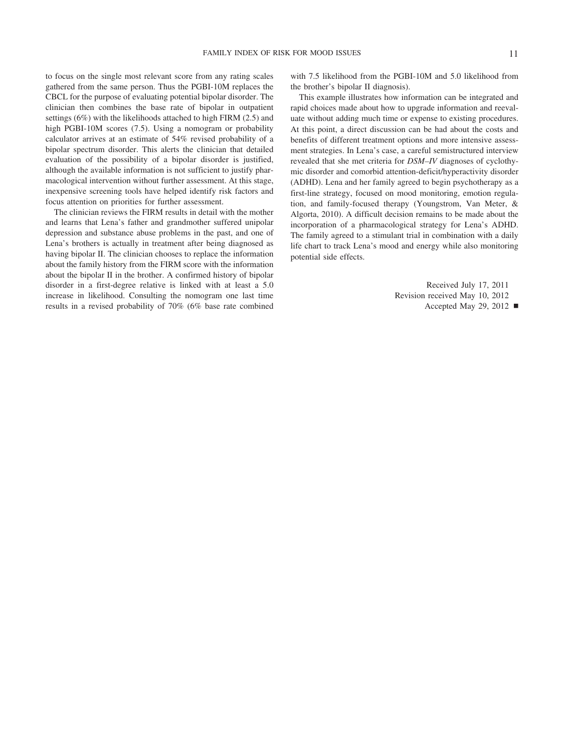to focus on the single most relevant score from any rating scales gathered from the same person. Thus the PGBI-10M replaces the CBCL for the purpose of evaluating potential bipolar disorder. The clinician then combines the base rate of bipolar in outpatient settings (6%) with the likelihoods attached to high FIRM (2.5) and high PGBI-10M scores (7.5). Using a nomogram or probability calculator arrives at an estimate of 54% revised probability of a bipolar spectrum disorder. This alerts the clinician that detailed evaluation of the possibility of a bipolar disorder is justified, although the available information is not sufficient to justify pharmacological intervention without further assessment. At this stage, inexpensive screening tools have helped identify risk factors and focus attention on priorities for further assessment.

The clinician reviews the FIRM results in detail with the mother and learns that Lena's father and grandmother suffered unipolar depression and substance abuse problems in the past, and one of Lena's brothers is actually in treatment after being diagnosed as having bipolar II. The clinician chooses to replace the information about the family history from the FIRM score with the information about the bipolar II in the brother. A confirmed history of bipolar disorder in a first-degree relative is linked with at least a 5.0 increase in likelihood. Consulting the nomogram one last time results in a revised probability of 70% (6% base rate combined with 7.5 likelihood from the PGBI-10M and 5.0 likelihood from the brother's bipolar II diagnosis).

This example illustrates how information can be integrated and rapid choices made about how to upgrade information and reevaluate without adding much time or expense to existing procedures. At this point, a direct discussion can be had about the costs and benefits of different treatment options and more intensive assessment strategies. In Lena's case, a careful semistructured interview revealed that she met criteria for *DSM–IV* diagnoses of cyclothymic disorder and comorbid attention-deficit/hyperactivity disorder (ADHD). Lena and her family agreed to begin psychotherapy as a first-line strategy, focused on mood monitoring, emotion regulation, and family-focused therapy (Youngstrom, Van Meter, & Algorta, 2010). A difficult decision remains to be made about the incorporation of a pharmacological strategy for Lena's ADHD. The family agreed to a stimulant trial in combination with a daily life chart to track Lena's mood and energy while also monitoring potential side effects.

Received July 17, 2011
Revision received May 10, 2012
Accepted May 29, 2012 ■